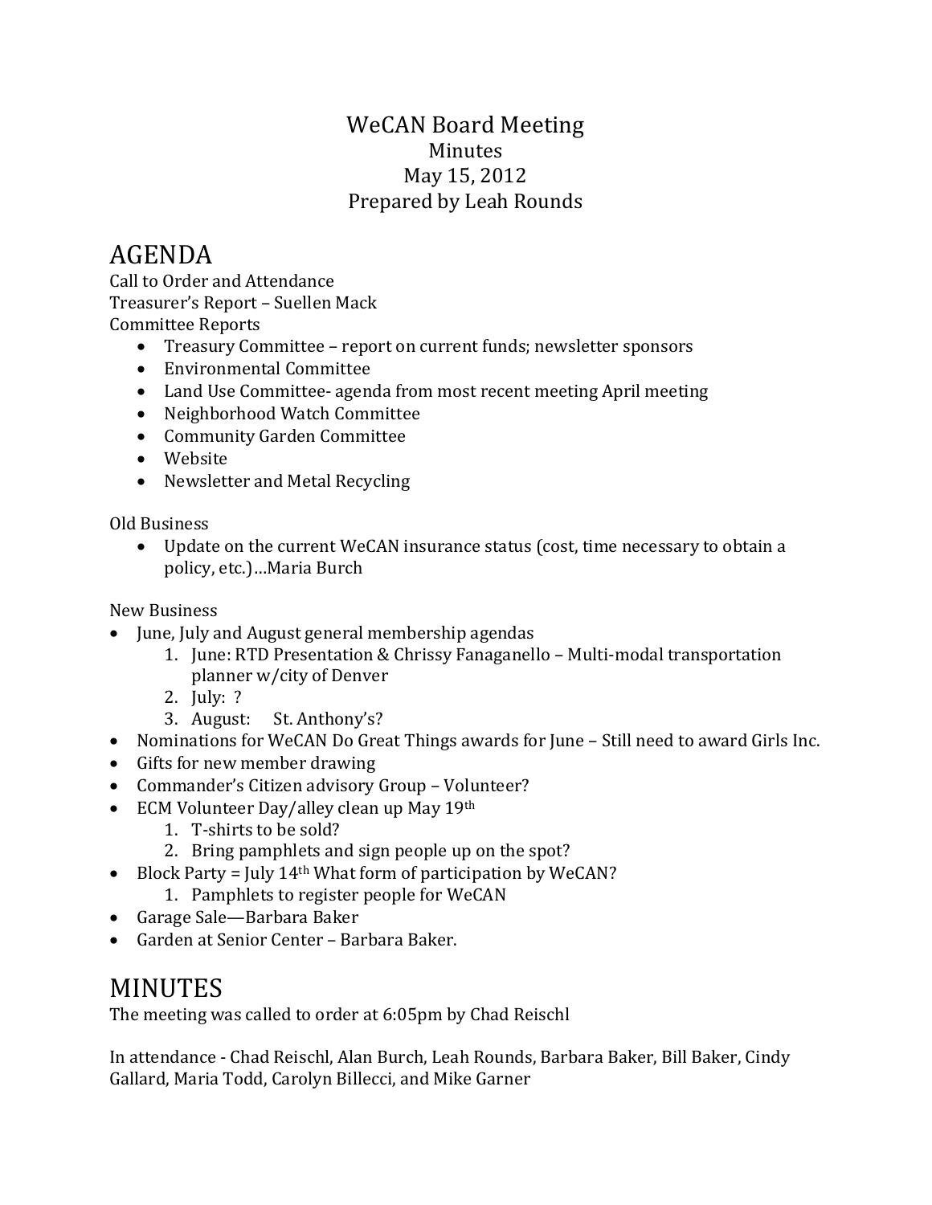# WeCAN Board Meeting

Minutes

May 15, 2012

Prepared by Leah Rounds

## AGENDA

Call to Order and Attendance

Treasurer's Report – Suellen Mack

Committee Reports

- Treasury Committee – report on current funds; newsletter sponsors
- Environmental Committee
- Land Use Committee- agenda from most recent meeting April meeting
- Neighborhood Watch Committee
- Community Garden Committee
- Website
- Newsletter and Metal Recycling

Old Business

- Update on the current WeCAN insurance status (cost, time necessary to obtain a policy, etc.)…Maria Burch

New Business

- June, July and August general membership agendas
  1. June: RTD Presentation & Chrissy Fanaganello – Multi-modal transportation planner w/city of Denver
  2. July: ?
  3. August: St. Anthony's?
- Nominations for WeCAN Do Great Things awards for June – Still need to award Girls Inc.
- Gifts for new member drawing
- Commander's Citizen advisory Group – Volunteer?
- ECM Volunteer Day/alley clean up May 19th
  1. T-shirts to be sold?
  2. Bring pamphlets and sign people up on the spot?
- Block Party = July 14th What form of participation by WeCAN?
  1. Pamphlets to register people for WeCAN
- Garage Sale—Barbara Baker
- Garden at Senior Center – Barbara Baker.

## MINUTES

The meeting was called to order at 6:05pm by Chad Reischl

In attendance - Chad Reischl, Alan Burch, Leah Rounds, Barbara Baker, Bill Baker, Cindy Gallard, Maria Todd, Carolyn Billecci, and Mike Garner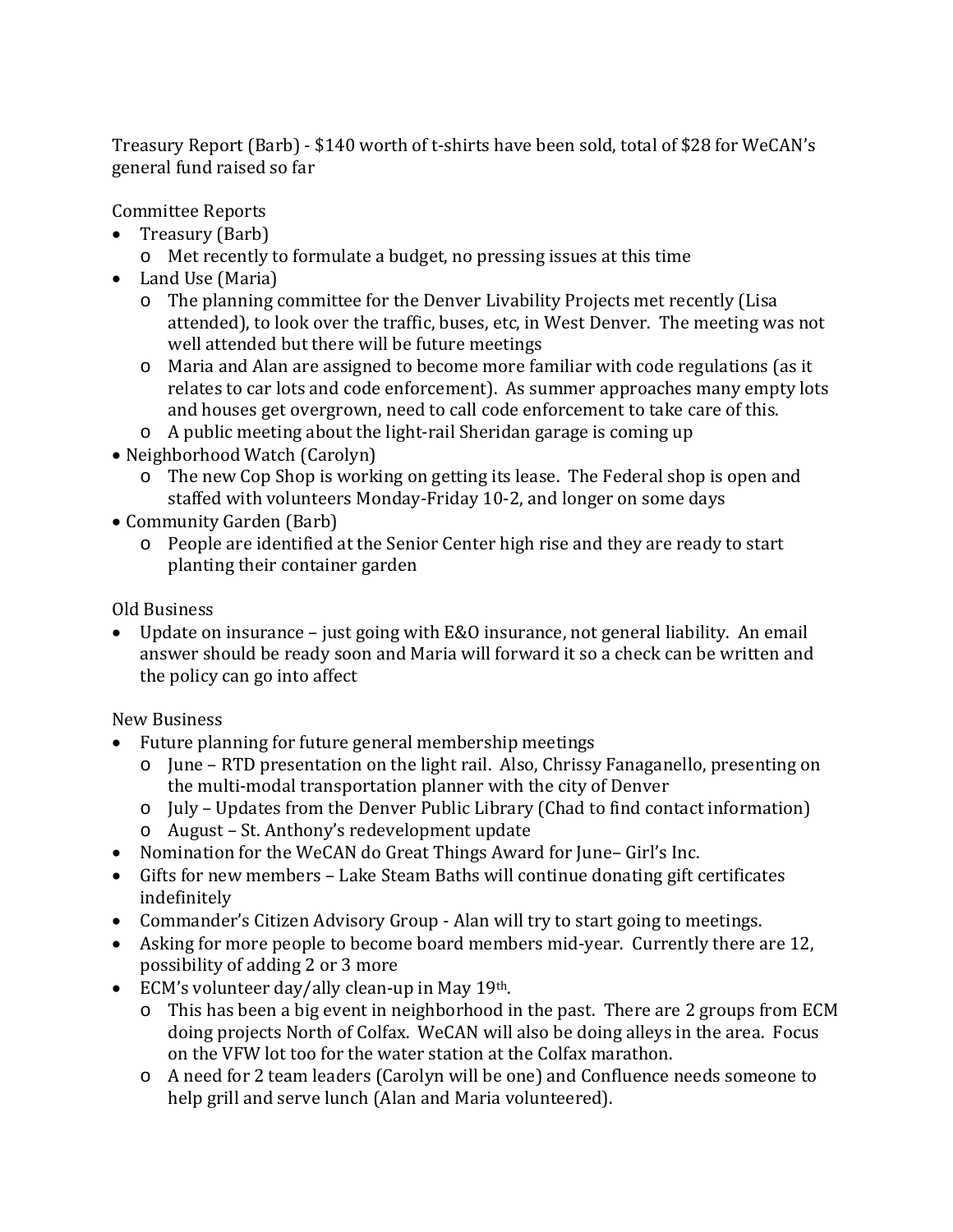Treasury Report (Barb) - $140 worth of t-shirts have been sold, total of $28 for WeCAN's general fund raised so far

Committee Reports

- Treasury (Barb)
  - Met recently to formulate a budget, no pressing issues at this time
- Land Use (Maria)
  - The planning committee for the Denver Livability Projects met recently (Lisa attended), to look over the traffic, buses, etc, in West Denver. The meeting was not well attended but there will be future meetings
  - Maria and Alan are assigned to become more familiar with code regulations (as it relates to car lots and code enforcement). As summer approaches many empty lots and houses get overgrown, need to call code enforcement to take care of this.
  - A public meeting about the light-rail Sheridan garage is coming up
- Neighborhood Watch (Carolyn)
  - The new Cop Shop is working on getting its lease. The Federal shop is open and staffed with volunteers Monday-Friday 10-2, and longer on some days
- Community Garden (Barb)
  - People are identified at the Senior Center high rise and they are ready to start planting their container garden

Old Business

- Update on insurance – just going with E&O insurance, not general liability. An email answer should be ready soon and Maria will forward it so a check can be written and the policy can go into affect

New Business

- Future planning for future general membership meetings
  - June – RTD presentation on the light rail. Also, Chrissy Fanaganello, presenting on the multi-modal transportation planner with the city of Denver
  - July – Updates from the Denver Public Library (Chad to find contact information)
  - August – St. Anthony's redevelopment update
- Nomination for the WeCAN do Great Things Award for June– Girl's Inc.
- Gifts for new members – Lake Steam Baths will continue donating gift certificates indefinitely
- Commander's Citizen Advisory Group - Alan will try to start going to meetings.
- Asking for more people to become board members mid-year. Currently there are 12, possibility of adding 2 or 3 more
- ECM's volunteer day/ally clean-up in May 19th.
  - This has been a big event in neighborhood in the past. There are 2 groups from ECM doing projects North of Colfax. WeCAN will also be doing alleys in the area. Focus on the VFW lot too for the water station at the Colfax marathon.
  - A need for 2 team leaders (Carolyn will be one) and Confluence needs someone to help grill and serve lunch (Alan and Maria volunteered).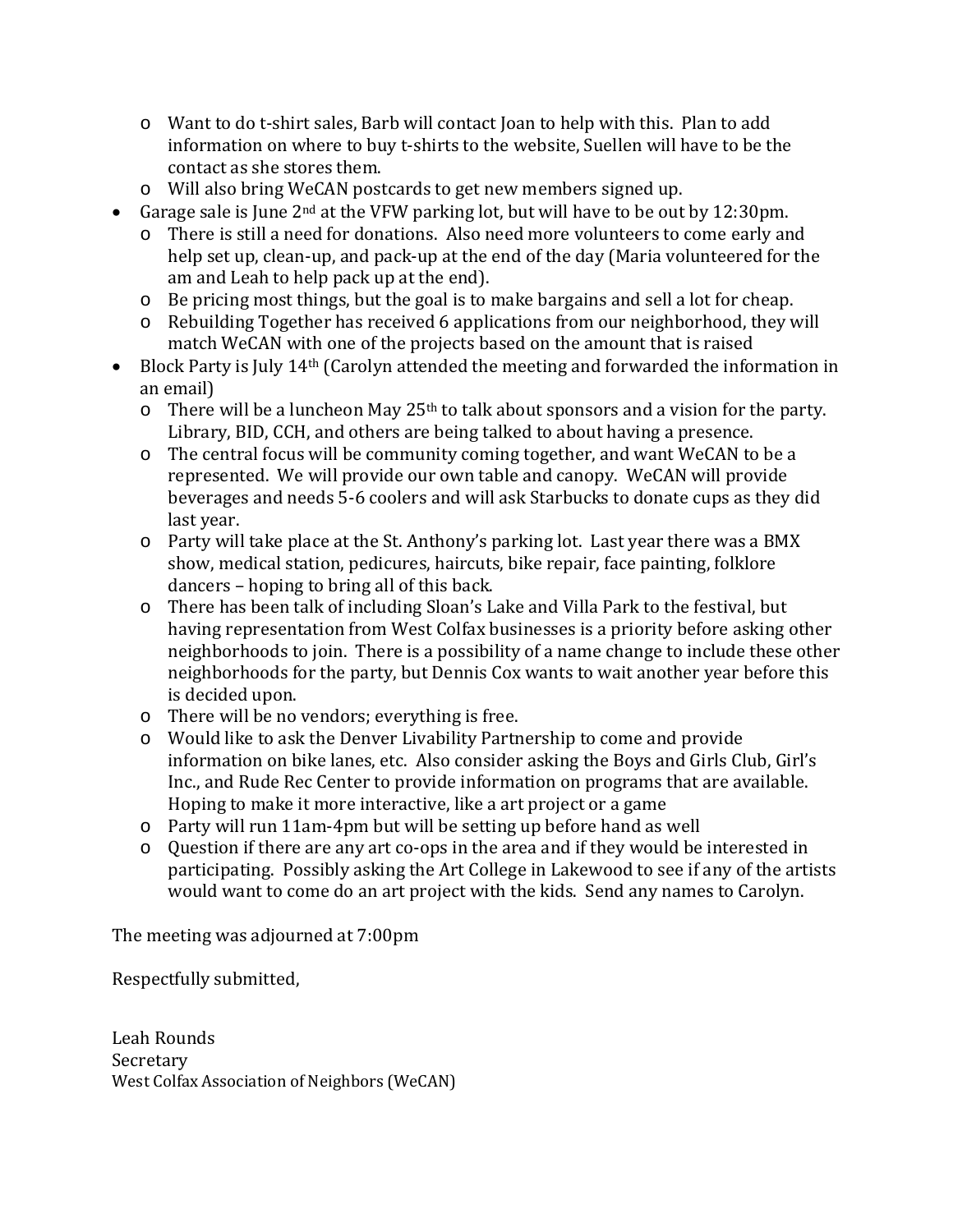- Want to do t-shirt sales, Barb will contact Joan to help with this. Plan to add information on where to buy t-shirts to the website, Suellen will have to be the contact as she stores them.
  - Will also bring WeCAN postcards to get new members signed up.
- Garage sale is June 2nd at the VFW parking lot, but will have to be out by 12:30pm.
  - There is still a need for donations. Also need more volunteers to come early and help set up, clean-up, and pack-up at the end of the day (Maria volunteered for the am and Leah to help pack up at the end).
  - Be pricing most things, but the goal is to make bargains and sell a lot for cheap.
  - Rebuilding Together has received 6 applications from our neighborhood, they will match WeCAN with one of the projects based on the amount that is raised
- Block Party is July 14th (Carolyn attended the meeting and forwarded the information in an email)
  - There will be a luncheon May 25th to talk about sponsors and a vision for the party. Library, BID, CCH, and others are being talked to about having a presence.
  - The central focus will be community coming together, and want WeCAN to be a represented. We will provide our own table and canopy. WeCAN will provide beverages and needs 5-6 coolers and will ask Starbucks to donate cups as they did last year.
  - Party will take place at the St. Anthony's parking lot. Last year there was a BMX show, medical station, pedicures, haircuts, bike repair, face painting, folklore dancers – hoping to bring all of this back.
  - There has been talk of including Sloan's Lake and Villa Park to the festival, but having representation from West Colfax businesses is a priority before asking other neighborhoods to join. There is a possibility of a name change to include these other neighborhoods for the party, but Dennis Cox wants to wait another year before this is decided upon.
  - There will be no vendors; everything is free.
  - Would like to ask the Denver Livability Partnership to come and provide information on bike lanes, etc. Also consider asking the Boys and Girls Club, Girl's Inc., and Rude Rec Center to provide information on programs that are available. Hoping to make it more interactive, like a art project or a game
  - Party will run 11am-4pm but will be setting up before hand as well
  - Question if there are any art co-ops in the area and if they would be interested in participating. Possibly asking the Art College in Lakewood to see if any of the artists would want to come do an art project with the kids. Send any names to Carolyn.

The meeting was adjourned at 7:00pm

Respectfully submitted,

Leah Rounds
Secretary
West Colfax Association of Neighbors (WeCAN)